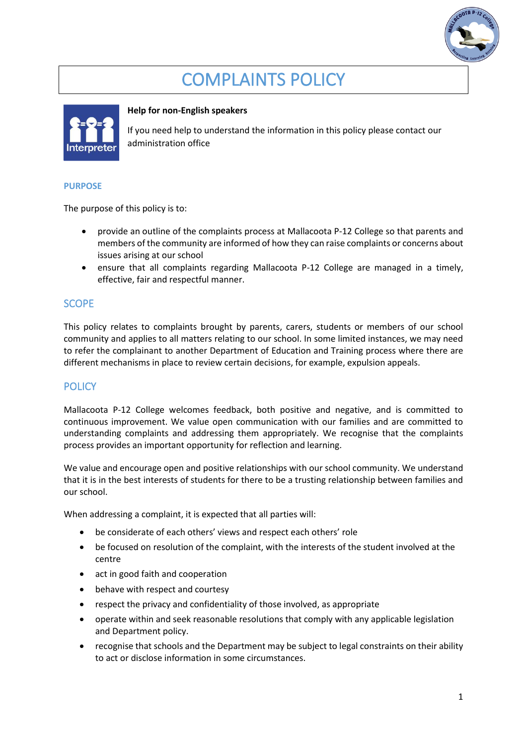# COMPLAINTS POLICY

**Help for non-English speakers**

If you need help to understand the information in this policy please contact our administration office

## PURPOSE

The purpose of this policy is to:

- provide an outline of the complaints process at Mallacoota P-12 College so that parents and members of the community are informed of how they can raise complaints or concerns about issues arising at our school
- ensure that all complaints regarding Mallacoota P-12 College are managed in a timely, effective, fair and respectful manner.

## SCOPE

This policy relates to complaints brought by parents, carers, students or members of our school community and applies to all matters relating to our school. In some limited instances, we may need to refer the complainant to another Department of Education and Training process where there are different mechanisms in place to review certain decisions, for example, expulsion appeals.

## POLICY

Mallacoota P-12 College welcomes feedback, both positive and negative, and is committed to continuous improvement. We value open communication with our families and are committed to understanding complaints and addressing them appropriately. We recognise that the complaints process provides an important opportunity for reflection and learning.

We value and encourage open and positive relationships with our school community. We understand that it is in the best interests of students for there to be a trusting relationship between families and our school.

When addressing a complaint, it is expected that all parties will:

- be considerate of each others' views and respect each others' role
- be focused on resolution of the complaint, with the interests of the student involved at the centre
- act in good faith and cooperation
- behave with respect and courtesy
- respect the privacy and confidentiality of those involved, as appropriate
- operate within and seek reasonable resolutions that comply with any applicable legislation and Department policy.
- recognise that schools and the Department may be subject to legal constraints on their ability to act or disclose information in some circumstances.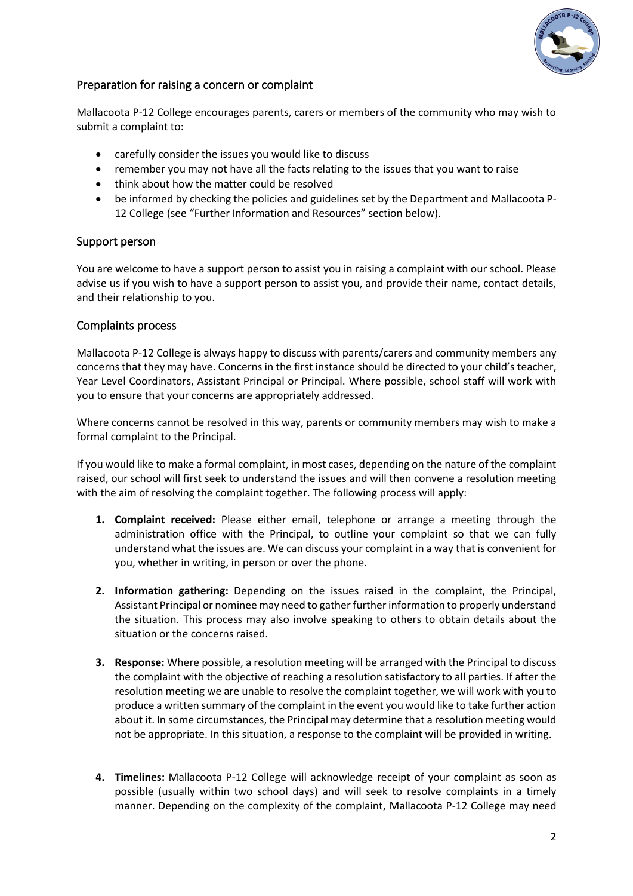## Preparation for raising a concern or complaint

Mallacoota P-12 College encourages parents, carers or members of the community who may wish to submit a complaint to:

- carefully consider the issues you would like to discuss
- remember you may not have all the facts relating to the issues that you want to raise
- think about how the matter could be resolved
- be informed by checking the policies and guidelines set by the Department and Mallacoota P-12 College (see "Further Information and Resources" section below).

## Support person

You are welcome to have a support person to assist you in raising a complaint with our school. Please advise us if you wish to have a support person to assist you, and provide their name, contact details, and their relationship to you.

## Complaints process

Mallacoota P-12 College is always happy to discuss with parents/carers and community members any concerns that they may have. Concerns in the first instance should be directed to your child's teacher, Year Level Coordinators, Assistant Principal or Principal. Where possible, school staff will work with you to ensure that your concerns are appropriately addressed.

Where concerns cannot be resolved in this way, parents or community members may wish to make a formal complaint to the Principal.

If you would like to make a formal complaint, in most cases, depending on the nature of the complaint raised, our school will first seek to understand the issues and will then convene a resolution meeting with the aim of resolving the complaint together. The following process will apply:

1. **Complaint received:** Please either email, telephone or arrange a meeting through the administration office with the Principal, to outline your complaint so that we can fully understand what the issues are. We can discuss your complaint in a way that is convenient for you, whether in writing, in person or over the phone.

2. **Information gathering:** Depending on the issues raised in the complaint, the Principal, Assistant Principal or nominee may need to gather further information to properly understand the situation. This process may also involve speaking to others to obtain details about the situation or the concerns raised.

3. **Response:** Where possible, a resolution meeting will be arranged with the Principal to discuss the complaint with the objective of reaching a resolution satisfactory to all parties. If after the resolution meeting we are unable to resolve the complaint together, we will work with you to produce a written summary of the complaint in the event you would like to take further action about it. In some circumstances, the Principal may determine that a resolution meeting would not be appropriate. In this situation, a response to the complaint will be provided in writing.

4. **Timelines:** Mallacoota P-12 College will acknowledge receipt of your complaint as soon as possible (usually within two school days) and will seek to resolve complaints in a timely manner. Depending on the complexity of the complaint, Mallacoota P-12 College may need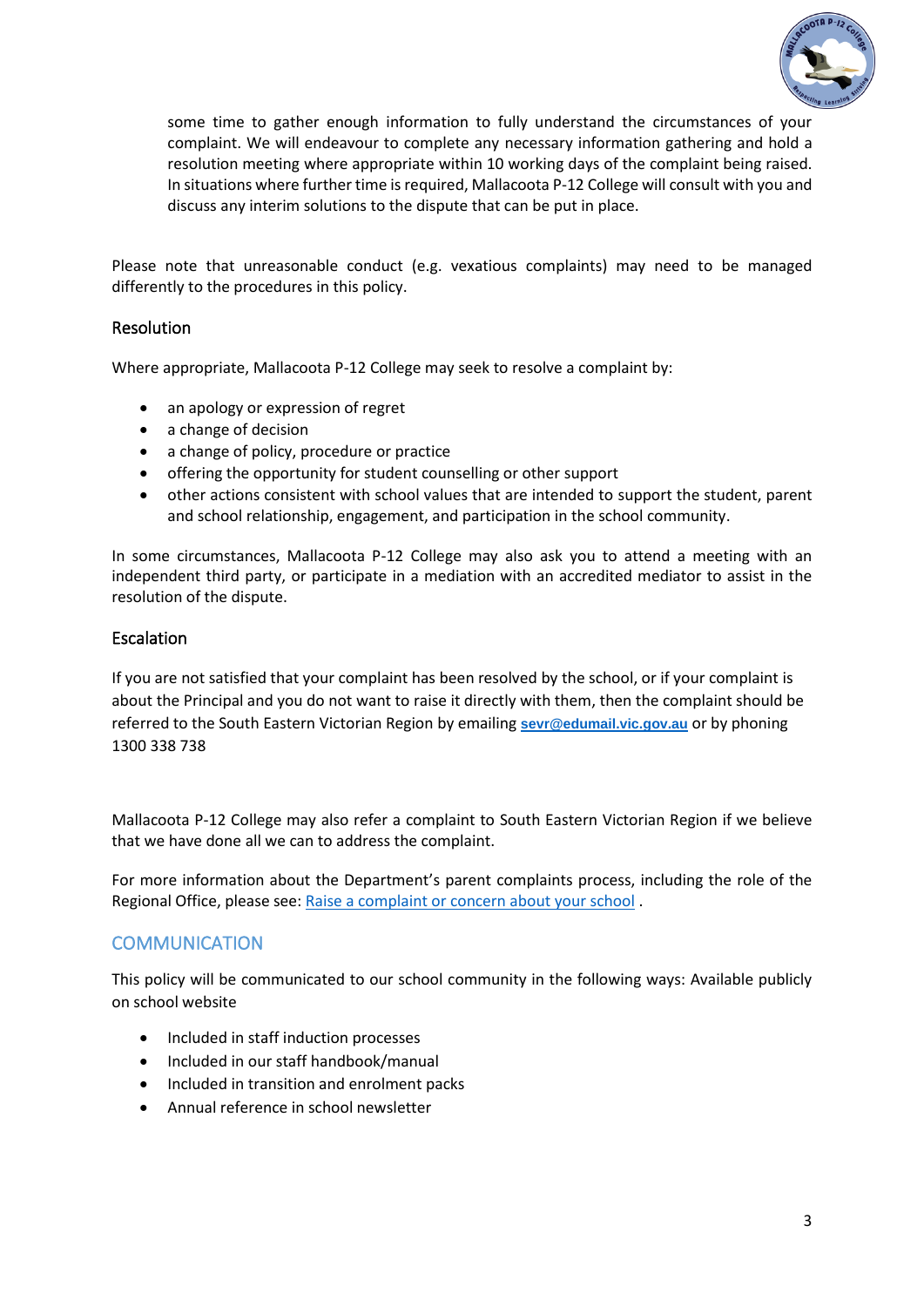some time to gather enough information to fully understand the circumstances of your complaint. We will endeavour to complete any necessary information gathering and hold a resolution meeting where appropriate within 10 working days of the complaint being raised. In situations where further time is required, Mallacoota P-12 College will consult with you and discuss any interim solutions to the dispute that can be put in place.

Please note that unreasonable conduct (e.g. vexatious complaints) may need to be managed differently to the procedures in this policy.

### Resolution

Where appropriate, Mallacoota P-12 College may seek to resolve a complaint by:

- an apology or expression of regret
- a change of decision
- a change of policy, procedure or practice
- offering the opportunity for student counselling or other support
- other actions consistent with school values that are intended to support the student, parent and school relationship, engagement, and participation in the school community.

In some circumstances, Mallacoota P-12 College may also ask you to attend a meeting with an independent third party, or participate in a mediation with an accredited mediator to assist in the resolution of the dispute.

### Escalation

If you are not satisfied that your complaint has been resolved by the school, or if your complaint is about the Principal and you do not want to raise it directly with them, then the complaint should be referred to the South Eastern Victorian Region by emailing **sevr@edumail.vic.gov.au** or by phoning 1300 338 738

Mallacoota P-12 College may also refer a complaint to South Eastern Victorian Region if we believe that we have done all we can to address the complaint.

For more information about the Department's parent complaints process, including the role of the Regional Office, please see: Raise a complaint or concern about your school .

## COMMUNICATION

This policy will be communicated to our school community in the following ways: Available publicly on school website

- Included in staff induction processes
- Included in our staff handbook/manual
- Included in transition and enrolment packs
- Annual reference in school newsletter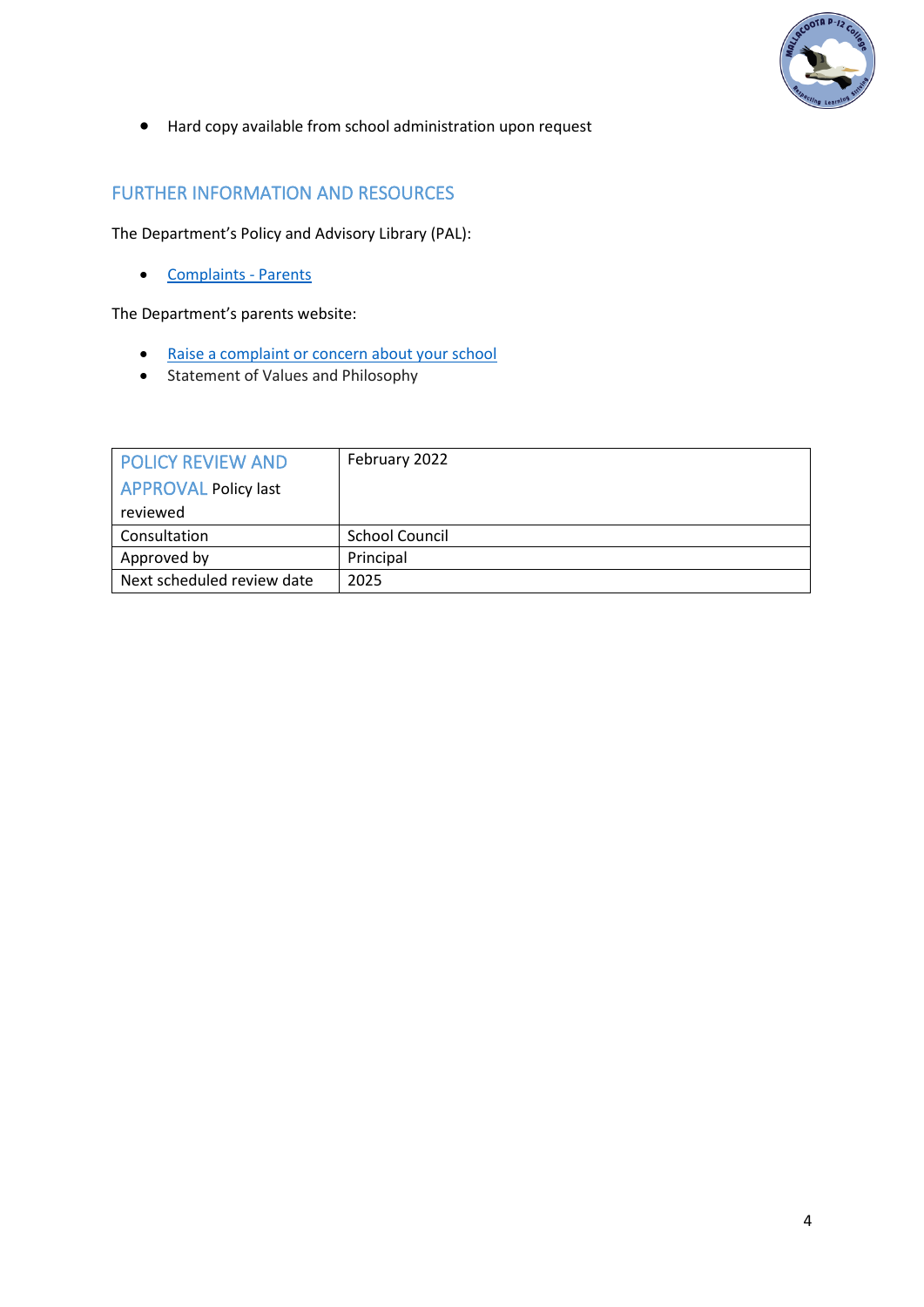- Hard copy available from school administration upon request

## FURTHER INFORMATION AND RESOURCES

The Department's Policy and Advisory Library (PAL):

- Complaints - Parents

The Department's parents website:

- Raise a complaint or concern about your school
- Statement of Values and Philosophy

| | |
|---|---|
| POLICY REVIEW AND APPROVAL Policy last reviewed | February 2022 |
| Consultation | School Council |
| Approved by | Principal |
| Next scheduled review date | 2025 |